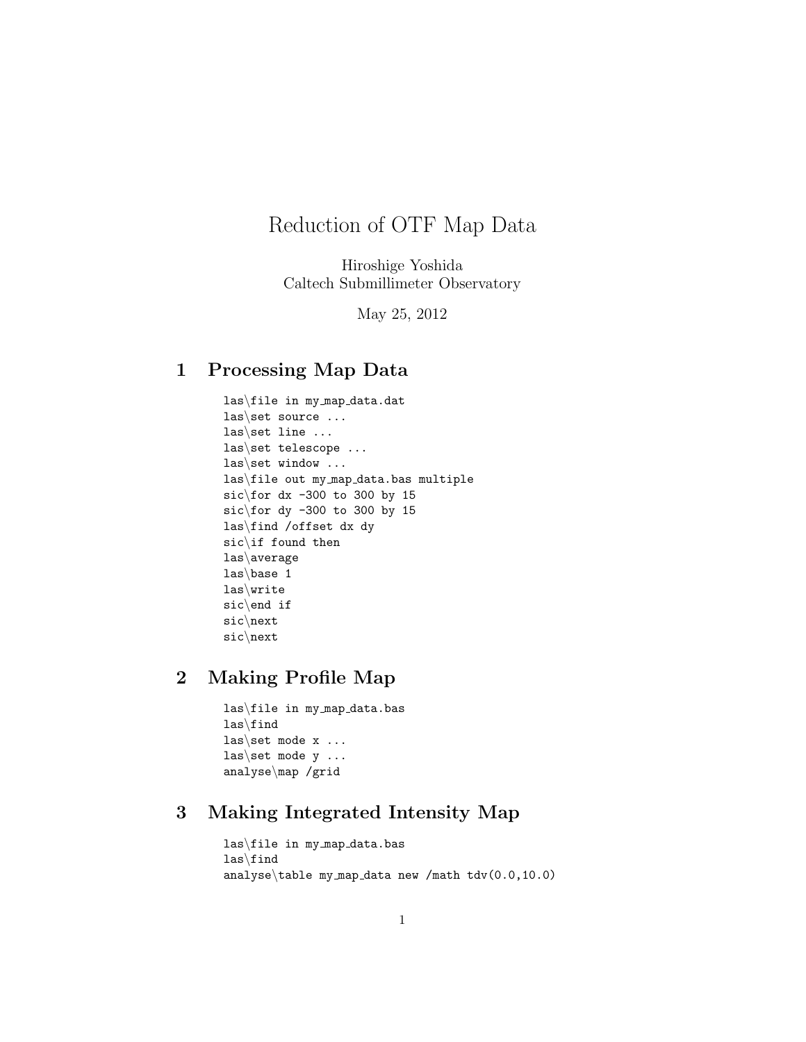# Reduction of OTF Map Data

Hiroshige Yoshida
Caltech Submillimeter Observatory

May 25, 2012

## 1 Processing Map Data

```
las\file in my_map_data.dat
las\set source ...
las\set line ...
las\set telescope ...
las\set window ...
las\file out my_map_data.bas multiple
sic\for dx -300 to 300 by 15
sic\for dy -300 to 300 by 15
las\find /offset dx dy
sic\if found then
las\average
las\base 1
las\write
sic\end if
sic\next
sic\next
```

## 2 Making Profile Map

```
las\file in my_map_data.bas
las\find
las\set mode x ...
las\set mode y ...
analyse\map /grid
```

## 3 Making Integrated Intensity Map

```
las\file in my_map_data.bas
las\find
analyse\table my_map_data new /math tdv(0.0,10.0)
```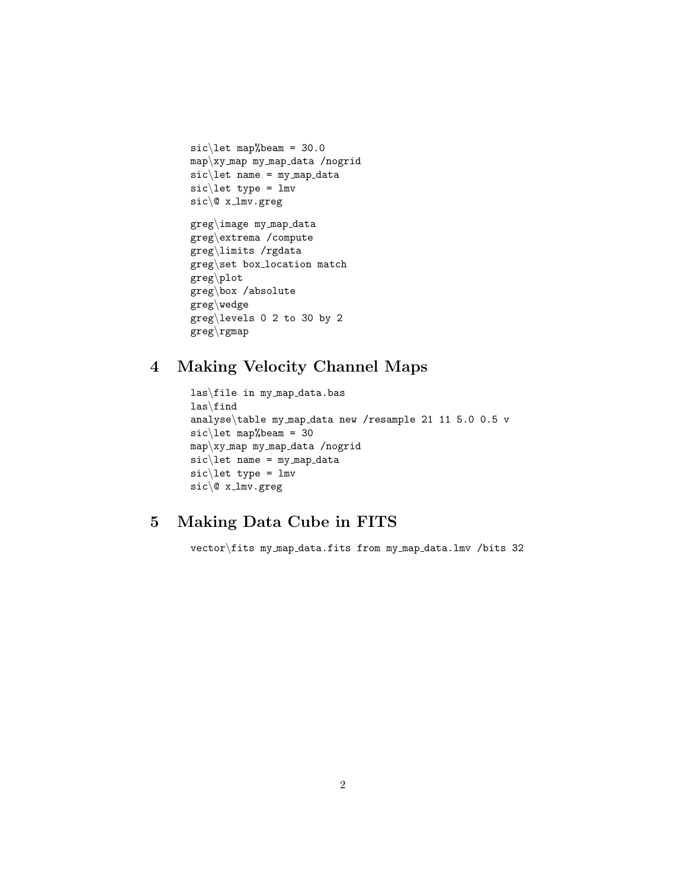```
sic\let map%beam = 30.0
map\xy_map my_map_data /nogrid
sic\let name = my_map_data
sic\let type = lmv
sic\@ x_lmv.greg
```

```
greg\image my_map_data
greg\extrema /compute
greg\limits /rgdata
greg\set box_location match
greg\plot
greg\box /absolute
greg\wedge
greg\levels 0 2 to 30 by 2
greg\rgmap
```

## 4 Making Velocity Channel Maps

```
las\file in my_map_data.bas
las\find
analyse\table my_map_data new /resample 21 11 5.0 0.5 v
sic\let map%beam = 30
map\xy_map my_map_data /nogrid
sic\let name = my_map_data
sic\let type = lmv
sic\@ x_lmv.greg
```

## 5 Making Data Cube in FITS

```
vector\fits my_map_data.fits from my_map_data.lmv /bits 32
```